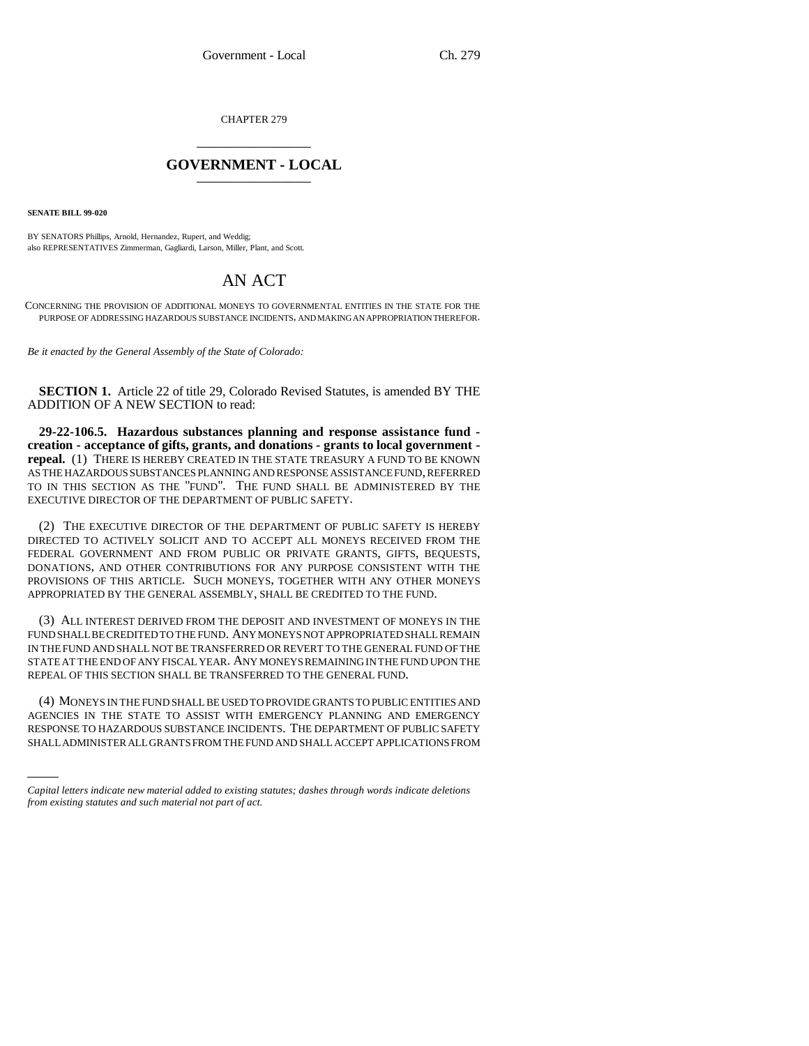CHAPTER 279

# GOVERNMENT - LOCAL

**SENATE BILL 99-020**

BY SENATORS Phillips, Arnold, Hernandez, Rupert, and Weddig;
also REPRESENTATIVES Zimmerman, Gagliardi, Larson, Miller, Plant, and Scott.

# AN ACT

CONCERNING THE PROVISION OF ADDITIONAL MONEYS TO GOVERNMENTAL ENTITIES IN THE STATE FOR THE PURPOSE OF ADDRESSING HAZARDOUS SUBSTANCE INCIDENTS, AND MAKING AN APPROPRIATION THEREFOR.

*Be it enacted by the General Assembly of the State of Colorado:*

**SECTION 1.** Article 22 of title 29, Colorado Revised Statutes, is amended BY THE ADDITION OF A NEW SECTION to read:

**29-22-106.5. Hazardous substances planning and response assistance fund - creation - acceptance of gifts, grants, and donations - grants to local government - repeal.** (1) THERE IS HEREBY CREATED IN THE STATE TREASURY A FUND TO BE KNOWN AS THE HAZARDOUS SUBSTANCES PLANNING AND RESPONSE ASSISTANCE FUND, REFERRED TO IN THIS SECTION AS THE "FUND". THE FUND SHALL BE ADMINISTERED BY THE EXECUTIVE DIRECTOR OF THE DEPARTMENT OF PUBLIC SAFETY.

(2) THE EXECUTIVE DIRECTOR OF THE DEPARTMENT OF PUBLIC SAFETY IS HEREBY DIRECTED TO ACTIVELY SOLICIT AND TO ACCEPT ALL MONEYS RECEIVED FROM THE FEDERAL GOVERNMENT AND FROM PUBLIC OR PRIVATE GRANTS, GIFTS, BEQUESTS, DONATIONS, AND OTHER CONTRIBUTIONS FOR ANY PURPOSE CONSISTENT WITH THE PROVISIONS OF THIS ARTICLE. SUCH MONEYS, TOGETHER WITH ANY OTHER MONEYS APPROPRIATED BY THE GENERAL ASSEMBLY, SHALL BE CREDITED TO THE FUND.

(3) ALL INTEREST DERIVED FROM THE DEPOSIT AND INVESTMENT OF MONEYS IN THE FUND SHALL BE CREDITED TO THE FUND. ANY MONEYS NOT APPROPRIATED SHALL REMAIN IN THE FUND AND SHALL NOT BE TRANSFERRED OR REVERT TO THE GENERAL FUND OF THE STATE AT THE END OF ANY FISCAL YEAR. ANY MONEYS REMAINING IN THE FUND UPON THE REPEAL OF THIS SECTION SHALL BE TRANSFERRED TO THE GENERAL FUND.

(4) MONEYS IN THE FUND SHALL BE USED TO PROVIDE GRANTS TO PUBLIC ENTITIES AND AGENCIES IN THE STATE TO ASSIST WITH EMERGENCY PLANNING AND EMERGENCY RESPONSE TO HAZARDOUS SUBSTANCE INCIDENTS. THE DEPARTMENT OF PUBLIC SAFETY SHALL ADMINISTER ALL GRANTS FROM THE FUND AND SHALL ACCEPT APPLICATIONS FROM

*Capital letters indicate new material added to existing statutes; dashes through words indicate deletions from existing statutes and such material not part of act.*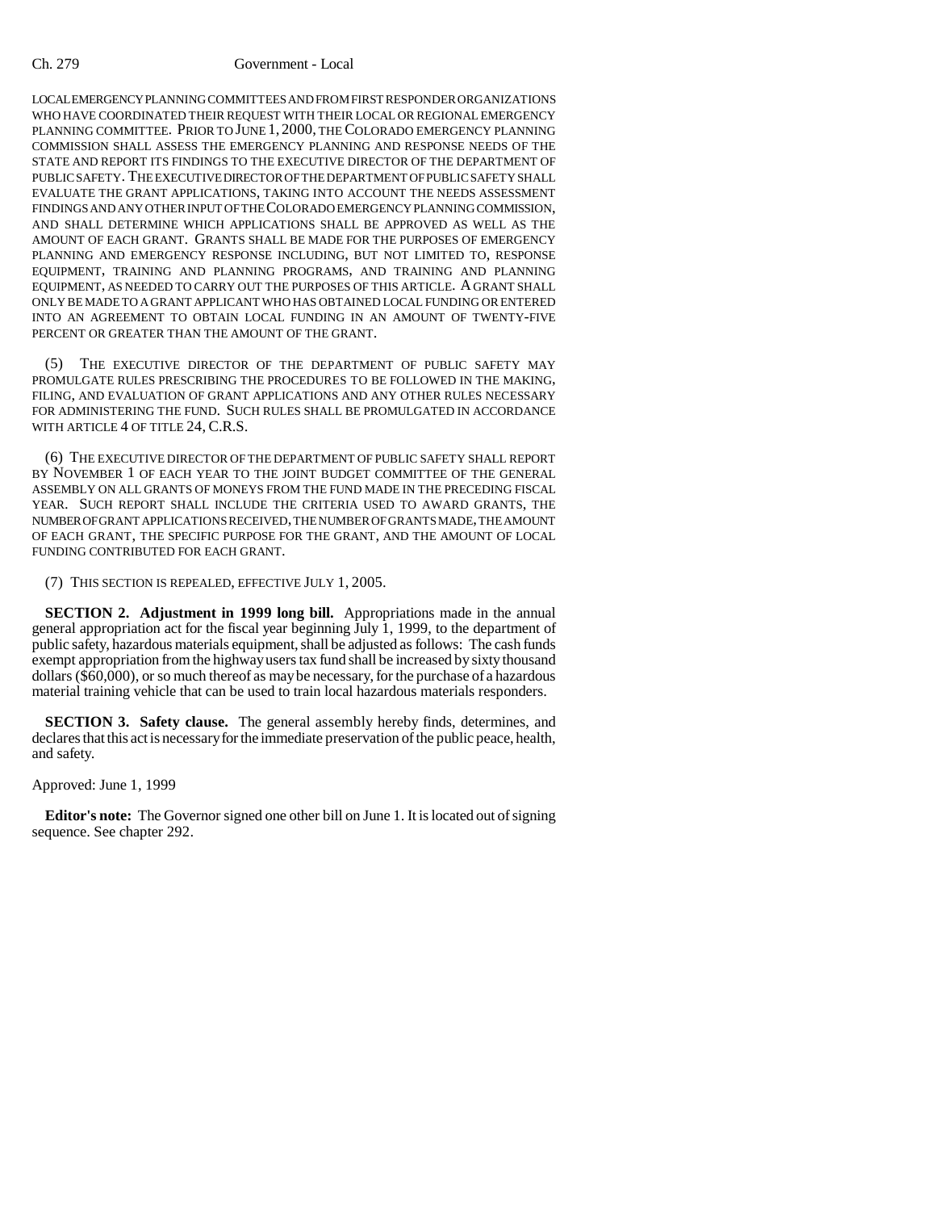LOCAL EMERGENCY PLANNING COMMITTEES AND FROM FIRST RESPONDER ORGANIZATIONS WHO HAVE COORDINATED THEIR REQUEST WITH THEIR LOCAL OR REGIONAL EMERGENCY PLANNING COMMITTEE. PRIOR TO JUNE 1, 2000, THE COLORADO EMERGENCY PLANNING COMMISSION SHALL ASSESS THE EMERGENCY PLANNING AND RESPONSE NEEDS OF THE STATE AND REPORT ITS FINDINGS TO THE EXECUTIVE DIRECTOR OF THE DEPARTMENT OF PUBLIC SAFETY. THE EXECUTIVE DIRECTOR OF THE DEPARTMENT OF PUBLIC SAFETY SHALL EVALUATE THE GRANT APPLICATIONS, TAKING INTO ACCOUNT THE NEEDS ASSESSMENT FINDINGS AND ANY OTHER INPUT OF THE COLORADO EMERGENCY PLANNING COMMISSION, AND SHALL DETERMINE WHICH APPLICATIONS SHALL BE APPROVED AS WELL AS THE AMOUNT OF EACH GRANT. GRANTS SHALL BE MADE FOR THE PURPOSES OF EMERGENCY PLANNING AND EMERGENCY RESPONSE INCLUDING, BUT NOT LIMITED TO, RESPONSE EQUIPMENT, TRAINING AND PLANNING PROGRAMS, AND TRAINING AND PLANNING EQUIPMENT, AS NEEDED TO CARRY OUT THE PURPOSES OF THIS ARTICLE. A GRANT SHALL ONLY BE MADE TO A GRANT APPLICANT WHO HAS OBTAINED LOCAL FUNDING OR ENTERED INTO AN AGREEMENT TO OBTAIN LOCAL FUNDING IN AN AMOUNT OF TWENTY-FIVE PERCENT OR GREATER THAN THE AMOUNT OF THE GRANT.

(5) THE EXECUTIVE DIRECTOR OF THE DEPARTMENT OF PUBLIC SAFETY MAY PROMULGATE RULES PRESCRIBING THE PROCEDURES TO BE FOLLOWED IN THE MAKING, FILING, AND EVALUATION OF GRANT APPLICATIONS AND ANY OTHER RULES NECESSARY FOR ADMINISTERING THE FUND. SUCH RULES SHALL BE PROMULGATED IN ACCORDANCE WITH ARTICLE 4 OF TITLE 24, C.R.S.

(6) THE EXECUTIVE DIRECTOR OF THE DEPARTMENT OF PUBLIC SAFETY SHALL REPORT BY NOVEMBER 1 OF EACH YEAR TO THE JOINT BUDGET COMMITTEE OF THE GENERAL ASSEMBLY ON ALL GRANTS OF MONEYS FROM THE FUND MADE IN THE PRECEDING FISCAL YEAR. SUCH REPORT SHALL INCLUDE THE CRITERIA USED TO AWARD GRANTS, THE NUMBER OF GRANT APPLICATIONS RECEIVED, THE NUMBER OF GRANTS MADE, THE AMOUNT OF EACH GRANT, THE SPECIFIC PURPOSE FOR THE GRANT, AND THE AMOUNT OF LOCAL FUNDING CONTRIBUTED FOR EACH GRANT.

(7) THIS SECTION IS REPEALED, EFFECTIVE JULY 1, 2005.

**SECTION 2. Adjustment in 1999 long bill.** Appropriations made in the annual general appropriation act for the fiscal year beginning July 1, 1999, to the department of public safety, hazardous materials equipment, shall be adjusted as follows: The cash funds exempt appropriation from the highway users tax fund shall be increased by sixty thousand dollars ($60,000), or so much thereof as may be necessary, for the purchase of a hazardous material training vehicle that can be used to train local hazardous materials responders.

**SECTION 3. Safety clause.** The general assembly hereby finds, determines, and declares that this act is necessary for the immediate preservation of the public peace, health, and safety.

Approved: June 1, 1999

**Editor's note:** The Governor signed one other bill on June 1. It is located out of signing sequence. See chapter 292.